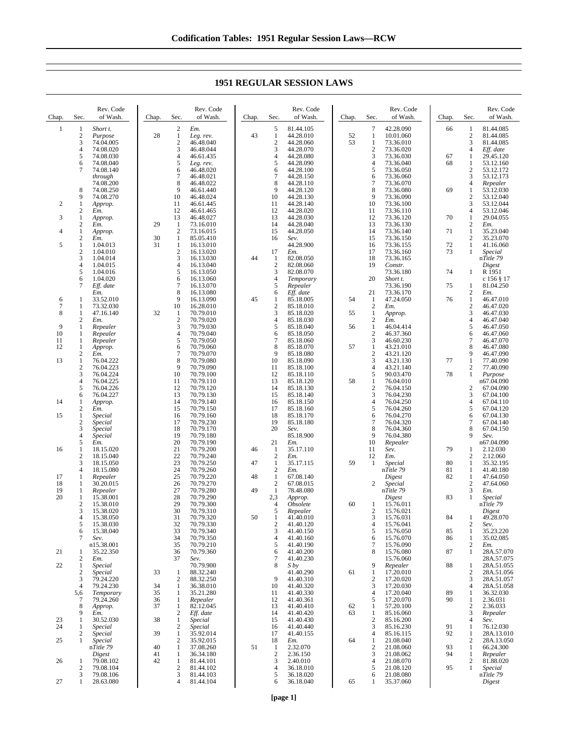# 1951 REGULAR SESSION LAWS

| Chap. | Sec. | Rev. Code of Wash. |
|---|---|---|
| 1 | 1 | *Short t.* |
| | 2 | *Purpose* |
| | 3 | 74.04.005 |
| | 4 | 74.08.020 |
| | 5 | 74.08.030 |
| | 6 | 74.08.040 |
| | 7 | 74.08.140 *through* 74.08.200 |
| | 8 | 74.08.250 |
| | 9 | 74.08.270 |
| 2 | 1 | *Approp.* |
| | 2 | *Em.* |
| 3 | 1 | *Approp.* |
| | 2 | *Em.* |
| 4 | 1 | *Approp.* |
| | 2 | *Em.* |
| 5 | 1 | 1.04.013 |
| | 2 | 1.04.010 |
| | 3 | 1.04.014 |
| | 4 | 1.04.015 |
| | 5 | 1.04.016 |
| | 6 | 1.04.020 |
| | 7 | *Eff. date* *Em.* |
| 6 | 1 | 33.52.010 |
| 7 | 1 | 73.32.030 |
| 8 | 1 | 47.16.140 |
| | 2 | *Em.* |
| 9 | 1 | *Repealer* |
| 10 | 1 | *Repealer* |
| 11 | 1 | *Repealer* |
| 12 | 1 | *Approp.* |
| | 2 | *Em.* |
| 13 | 1 | 76.04.222 |
| | 2 | 76.04.223 |
| | 3 | 76.04.224 |
| | 4 | 76.04.225 |
| | 5 | 76.04.226 |
| | 6 | 76.04.227 |
| 14 | 1 | *Approp.* |
| | 2 | *Em.* |
| 15 | 1 | *Special* |
| | 2 | *Special* |
| | 3 | *Special* |
| | 4 | *Special* |
| | 5 | *Em.* |
| 16 | 1 | 18.15.020 |
| | 2 | 18.15.040 |
| | 3 | 18.15.050 |
| | 4 | 18.15.080 |
| 17 | 1 | *Repealer* |
| 18 | 1 | 30.20.015 |
| 19 | 1 | *Repealer* |
| 20 | 1 | 15.38.001 |
| | 2 | 15.38.010 |
| | 3 | 15.38.020 |
| | 4 | 15.38.050 |
| | 5 | 15.38.030 |
| | 6 | 15.38.040 |
| | 7 | *Sev.* n15.38.001 |
| 21 | 1 | 35.22.350 |
| | 2 | *Em.* |
| 22 | 1 | *Special* |
| | 2 | *Special* |
| | 3 | 79.24.220 |
| | 4 | 79.24.230 |
| | 5,6 | *Temporary* |
| | 7 | 79.24.260 |
| | 8 | *Approp.* |
| | 9 | *Em.* |
| 23 | 1 | 30.52.030 |
| 24 | 1 | *Special* |
| | 2 | *Special* |
| 25 | 1 | *Special* nTitle 79 *Digest* |
| 26 | 1 | 79.08.102 |
| | 2 | 79.08.104 |
| | 3 | 79.08.106 |
| 27 | 1 | 28.63.080 |
| | 2 | *Em.* |
| 28 | 1 | *Leg. rev.* |
| | 2 | 46.48.040 |
| | 3 | 46.48.044 |
| | 4 | 46.61.435 |
| | 5 | *Leg. rev.* |
| | 6 | 46.48.020 |
| | 7 | 46.48.021 |
| | 8 | 46.48.022 |
| | 9 | 46.61.440 |
| | 10 | 46.48.024 |
| | 11 | 46.61.445 |
| | 12 | 46.61.465 |
| | 13 | 46.48.027 |
| 29 | 1 | 73.16.010 |
| | 2 | 73.16.015 |
| 30 | 1 | 85.05.410 |
| 31 | 1 | 16.13.010 |
| | 2 | 16.13.020 |
| | 3 | 16.13.030 |
| | 4 | 16.13.040 |
| | 5 | 16.13.050 |
| | 6 | 16.13.060 |
| | 7 | 16.13.070 |
| | 8 | 16.13.080 |
| | 9 | 16.13.090 |
| | 10 | 16.28.010 |
| 32 | 1 | 70.79.010 |
| | 2 | 70.79.020 |
| | 3 | 70.79.030 |
| | 4 | 70.79.040 |
| | 5 | 70.79.050 |
| | 6 | 70.79.060 |
| | 7 | 70.79.070 |
| | 8 | 70.79.080 |
| | 9 | 70.79.090 |
| | 10 | 70.79.100 |
| | 11 | 70.79.110 |
| | 12 | 70.79.120 |
| | 13 | 70.79.130 |
| | 14 | 70.79.140 |
| | 15 | 70.79.150 |
| | 16 | 70.79.160 |
| | 17 | 70.79.230 |
| | 18 | 70.79.170 |
| | 19 | 70.79.180 |
| | 20 | 70.79.190 |
| | 21 | 70.79.200 |
| | 22 | 70.79.240 |
| | 23 | 70.79.250 |
| | 24 | 70.79.260 |
| | 25 | 70.79.220 |
| | 26 | 70.79.270 |
| | 27 | 70.79.280 |
| | 28 | 70.79.290 |
| | 29 | 70.79.300 |
| | 30 | 70.79.310 |
| | 31 | 70.79.320 |
| | 32 | 70.79.330 |
| | 33 | 70.79.340 |
| | 34 | 70.79.350 |
| | 35 | 70.79.210 |
| | 36 | 70.79.360 |
| | 37 | *Sev.* 70.79.900 |
| 33 | 1 | 88.32.240 |
| | 2 | 88.32.250 |
| 34 | 1 | 36.38.010 |
| 35 | 1 | 35.21.280 |
| 36 | 1 | *Repealer* |
| 37 | 1 | 82.12.045 |
| | 2 | *Eff. date* |
| 38 | 1 | *Special* |
| | 2 | *Special* |
| 39 | 1 | 35.92.014 |
| | 2 | 35.92.015 |
| 40 | 1 | 37.08.260 |
| 41 | 1 | 36.34.180 |
| 42 | 1 | 81.44.101 |
| | 2 | 81.44.102 |
| | 3 | 81.44.103 |
| | 4 | 81.44.104 |
| | 5 | 81.44.105 |
| 43 | 1 | 44.28.010 |
| | 2 | 44.28.060 |
| | 3 | 44.28.070 |
| | 4 | 44.28.080 |
| | 5 | 44.28.090 |
| | 6 | 44.28.100 |
| | 7 | 44.28.150 |
| | 8 | 44.28.110 |
| | 9 | 44.28.120 |
| | 10 | 44.28.130 |
| | 11 | 44.28.140 |
| | 12 | 44.28.020 |
| | 13 | 44.28.030 |
| | 14 | 44.28.040 |
| | 15 | 44.28.050 |
| | 16 | *Sev.* 44.28.900 |
| | 17 | *Em.* |
| 44 | 1 | 82.08.050 |
| | 2 | 82.08.060 |
| | 3 | 82.08.070 |
| | 4 | *Temporary* |
| | 5 | *Repealer* |
| | 6 | *Eff. date* |
| 45 | 1 | 85.18.005 |
| | 2 | 85.18.010 |
| | 3 | 85.18.020 |
| | 4 | 85.18.030 |
| | 5 | 85.18.040 |
| | 6 | 85.18.050 |
| | 7 | 85.18.060 |
| | 8 | 85.18.070 |
| | 9 | 85.18.080 |
| | 10 | 85.18.090 |
| | 11 | 85.18.100 |
| | 12 | 85.18.110 |
| | 13 | 85.18.120 |
| | 14 | 85.18.130 |
| | 15 | 85.18.140 |
| | 16 | 85.18.150 |
| | 17 | 85.18.160 |
| | 18 | 85.18.170 |
| | 19 | 85.18.180 |
| | 20 | *Sev.* 85.18.900 |
| | 21 | *Em.* |
| 46 | 1 | 35.17.110 |
| | 2 | *Em.* |
| 47 | 1 | 35.17.115 |
| | 2 | *Em.* |
| 48 | 1 | 67.08.140 |
| | 2 | 67.08.015 |
| 49 | 1 | 78.48.080 |
| | 2,3 | *Approp.* |
| | 4 | *Obsolete* |
| | 5 | *Repealer* |
| 50 | 1 | 41.40.010 |
| | 2 | 41.40.120 |
| | 3 | 41.40.150 |
| | 4 | 41.40.160 |
| | 5 | 41.40.190 |
| | 6 | 41.40.200 |
| | 7 | 41.40.230 |
| | 8 | *S by* 41.40.290 |
| | 9 | 41.40.310 |
| | 10 | 41.40.320 |
| | 11 | 41.40.330 |
| | 12 | 41.40.361 |
| | 13 | 41.40.410 |
| | 14 | 41.40.420 |
| | 15 | 41.40.430 |
| | 16 | 41.40.440 |
| | 17 | 41.40.155 |
| | 18 | *Em.* |
| 51 | 1 | 2.32.070 |
| | 2 | 2.36.150 |
| | 3 | 2.40.010 |
| | 4 | 36.18.010 |
| | 5 | 36.18.020 |
| | 6 | 36.18.040 |
| | 7 | 42.28.090 |
| 52 | 1 | 10.01.060 |
| 53 | 1 | 73.36.010 |
| | 2 | 73.36.020 |
| | 3 | 73.36.030 |
| | 4 | 73.36.040 |
| | 5 | 73.36.050 |
| | 6 | 73.36.060 |
| | 7 | 73.36.070 |
| | 8 | 73.36.080 |
| | 9 | 73.36.090 |
| | 10 | 73.36.100 |
| | 11 | 73.36.110 |
| | 12 | 73.36.120 |
| | 13 | 73.36.130 |
| | 14 | 73.36.140 |
| | 15 | 73.36.150 |
| | 16 | 73.36.155 |
| | 17 | 73.36.160 |
| | 18 | 73.36.165 |
| | 19 | *Constr.* 73.36.180 |
| | 20 | *Short t.* 73.36.190 |
| | 21 | 73.36.170 |
| 54 | 1 | 47.24.050 |
| | 2 | *Em.* |
| 55 | 1 | *Approp.* |
| | 2 | *Em.* |
| 56 | 1 | 46.04.414 |
| | 2 | 46.37.360 |
| | 3 | 46.60.230 |
| 57 | 1 | 43.21.010 |
| | 2 | 43.21.120 |
| | 3 | 43.21.130 |
| | 4 | 43.21.140 |
| | 5 | 90.03.470 |
| 58 | 1 | 76.04.010 |
| | 2 | 76.04.150 |
| | 3 | 76.04.230 |
| | 4 | 76.04.250 |
| | 5 | 76.04.260 |
| | 6 | 76.04.270 |
| | 7 | 76.04.320 |
| | 8 | 76.04.360 |
| | 9 | 76.04.380 |
| | 10 | *Repealer* |
| | 11 | *Sev.* |
| | 12 | *Em.* |
| 59 | 1 | *Special* nTitle 79 *Digest* |
| | 2 | *Special* nTitle 79 *Digest* |
| 60 | 1 | 15.76.011 |
| | 2 | 15.76.021 |
| | 3 | 15.76.031 |
| | 4 | 15.76.041 |
| | 5 | 15.76.050 |
| | 6 | 15.76.070 |
| | 7 | 15.76.090 |
| | 8 | 15.76.080 15.76.060 |
| | 9 | *Repealer* |
| 61 | 1 | 17.20.010 |
| | 2 | 17.20.020 |
| | 3 | 17.20.030 |
| | 4 | 17.20.040 |
| | 5 | 17.20.070 |
| 62 | 1 | 57.20.100 |
| 63 | 1 | 85.16.060 |
| | 2 | 85.16.200 |
| | 3 | 85.16.230 |
| | 4 | 85.16.115 |
| 64 | 1 | 21.08.040 |
| | 2 | 21.08.060 |
| | 3 | 21.08.062 |
| | 4 | 21.08.070 |
| | 5 | 21.08.120 |
| | 6 | 21.08.080 |
| 65 | 1 | 35.37.060 |
| 66 | 1 | 81.44.085 |
| | 2 | 81.44.085 |
| | 3 | 81.44.085 |
| | 4 | *Eff. date* |
| 67 | 1 | 29.45.120 |
| 68 | 1 | 53.12.160 |
| | 2 | 53.12.172 |
| | 3 | 53.12.173 |
| | 4 | *Repealer* |
| 69 | 1 | 53.12.030 |
| | 2 | 53.12.040 |
| | 3 | 53.12.044 |
| | 4 | 53.12.046 |
| 70 | 1 | 29.04.055 |
| | 2 | *Em.* |
| 71 | 1 | 35.23.040 |
| | 2 | 35.23.070 |
| 72 | 1 | 41.16.060 |
| 73 | 1 | *Special* nTitle 79 *Digest* |
| 74 | 1 | R 1951 c 156 § 17 |
| 75 | 1 | 81.04.250 |
| | 2 | *Em.* |
| 76 | 1 | 46.47.010 |
| | 2 | 46.47.020 |
| | 3 | 46.47.030 |
| | 4 | 46.47.040 |
| | 5 | 46.47.050 |
| | 6 | 46.47.060 |
| | 7 | 46.47.070 |
| | 8 | 46.47.080 |
| | 9 | 46.47.090 |
| 77 | 1 | 77.40.090 |
| | 2 | 77.40.090 |
| 78 | 1 | *Purpose* n67.04.090 |
| | 2 | 67.04.090 |
| | 3 | 67.04.100 |
| | 4 | 67.04.110 |
| | 5 | 67.04.120 |
| | 6 | 67.04.130 |
| | 7 | 67.04.140 |
| | 8 | 67.04.150 |
| | 9 | *Sev.* n67.04.090 |
| 79 | 1 | 2.12.030 |
| | 2 | 2.12.060 |
| 80 | 1 | 35.32.195 |
| 81 | 1 | 41.40.180 |
| 82 | 1 | 47.64.050 |
| | 2 | 47.64.060 |
| | 3 | *Em.* |
| 83 | 1 | *Special* nTitle 79 *Digest* |
| 84 | 1 | 49.28.070 |
| | 2 | *Sev.* |
| 85 | 1 | 35.23.220 |
| 86 | 1 | 35.02.085 |
| | 2 | *Em.* |
| 87 | 1 | 28A.57.070 28A.57.075 |
| 88 | 1 | 28A.51.055 |
| | 2 | 28A.51.056 |
| | 3 | 28A.51.057 |
| | 4 | 28A.51.058 |
| 89 | 1 | 36.32.030 |
| 90 | 1 | 2.36.031 |
| | 2 | 2.36.033 |
| | 3 | *Repealer* |
| | 4 | *Sev.* |
| 91 | 1 | 76.12.030 |
| 92 | 1 | 28A.13.010 |
| | 2 | 28A.13.050 |
| 93 | 1 | 66.24.300 |
| 94 | 1 | *Repealer* |
| | 2 | 81.88.020 |
| 95 | 1 | *Special* nTitle 79 *Digest* |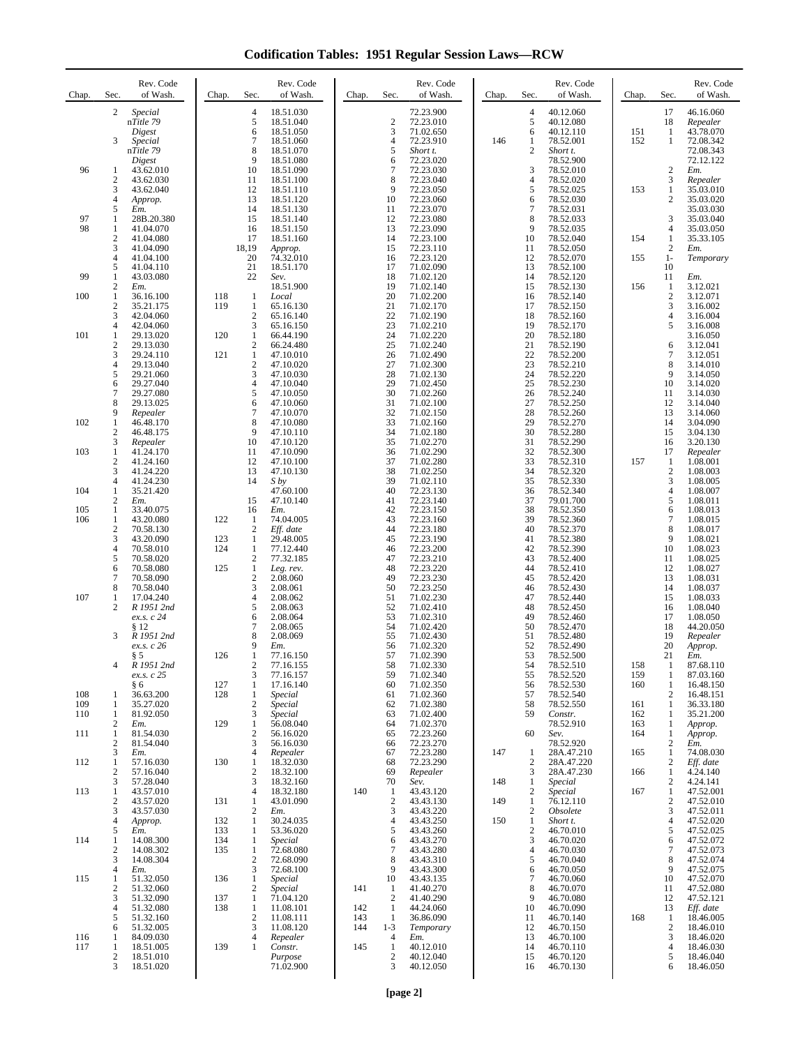# Codification Tables: 1951 Regular Session Laws—RCW

| Chap. | Sec. | Rev. Code of Wash. |
|---|---|---|
| | 2 | *Special nTitle 79 Digest* |
| | 3 | *Special nTitle 79 Digest* |
| 96 | 1 | 43.62.010 |
| | 2 | 43.62.030 |
| | 3 | 43.62.040 |
| | 4 | *Approp.* |
| | 5 | *Em.* |
| 97 | 1 | 28B.20.380 |
| 98 | 1 | 41.04.070 |
| | 2 | 41.04.080 |
| | 3 | 41.04.090 |
| | 4 | 41.04.100 |
| | 5 | 41.04.110 |
| 99 | 1 | 43.03.080 |
| | 2 | *Em.* |
| 100 | 1 | 36.16.100 |
| | 2 | 35.21.175 |
| | 3 | 42.04.060 |
| | 4 | 42.04.060 |
| 101 | 1 | 29.13.020 |
| | 2 | 29.13.030 |
| | 3 | 29.24.110 |
| | 4 | 29.13.040 |
| | 5 | 29.21.060 |
| | 6 | 29.27.040 |
| | 7 | 29.27.080 |
| | 8 | 29.13.025 |
| | 9 | *Repealer* |
| 102 | 1 | 46.48.170 |
| | 2 | 46.48.175 |
| | 3 | *Repealer* |
| 103 | 1 | 41.24.170 |
| | 2 | 41.24.160 |
| | 3 | 41.24.220 |
| | 4 | 41.24.230 |
| 104 | 1 | 35.21.420 |
| | 2 | *Em.* |
| 105 | 1 | 33.40.075 |
| 106 | 1 | 43.20.080 |
| | 2 | 70.58.130 |
| | 3 | 43.20.090 |
| | 4 | 70.58.010 |
| | 5 | 70.58.020 |
| | 6 | 70.58.080 |
| | 7 | 70.58.090 |
| | 8 | 70.58.040 |
| 107 | 1 | 17.04.240 |
| | 2 | *R 1951 2nd ex.s. c 24 § 12* |
| | 3 | *R 1951 2nd ex.s. c 26 § 5* |
| | 4 | *R 1951 2nd ex.s. c 25 § 6* |
| 108 | 1 | 36.63.200 |
| 109 | 1 | 35.27.020 |
| 110 | 1 | 81.92.050 |
| | 2 | *Em.* |
| 111 | 1 | 81.54.030 |
| | 2 | 81.54.040 |
| | 3 | *Em.* |
| 112 | 1 | 57.16.030 |
| | 2 | 57.16.040 |
| | 3 | 57.28.040 |
| 113 | 1 | 43.57.010 |
| | 2 | 43.57.020 |
| | 3 | 43.57.030 |
| | 4 | *Approp.* |
| | 5 | *Em.* |
| 114 | 1 | 14.08.300 |
| | 2 | 14.08.302 |
| | 3 | 14.08.304 |
| | 4 | *Em.* |
| 115 | 1 | 51.32.050 |
| | 2 | 51.32.060 |
| | 3 | 51.32.090 |
| | 4 | 51.32.080 |
| | 5 | 51.32.160 |
| | 6 | 51.32.005 |
| 116 | 1 | 84.09.030 |
| 117 | 1 | 18.51.005 |
| | 2 | 18.51.010 |
| | 3 | 18.51.020 |
| | 4 | 18.51.030 |
| | 5 | 18.51.040 |
| | 6 | 18.51.050 |
| | 7 | 18.51.060 |
| | 8 | 18.51.070 |
| | 9 | 18.51.080 |
| | 10 | 18.51.090 |
| | 11 | 18.51.100 |
| | 12 | 18.51.110 |
| | 13 | 18.51.120 |
| | 14 | 18.51.130 |
| | 15 | 18.51.140 |
| | 16 | 18.51.150 |
| | 17 | 18.51.160 |
| | 18,19 | *Approp.* |
| | 20 | 74.32.010 |
| | 21 | 18.51.170 |
| | 22 | *Sev.* 18.51.900 |
| 118 | 1 | *Local* |
| 119 | 1 | 65.16.130 |
| | 2 | 65.16.140 |
| | 3 | 65.16.150 |
| 120 | 1 | 66.44.190 |
| | 2 | 66.24.480 |
| 121 | 1 | 47.10.010 |
| | 2 | 47.10.020 |
| | 3 | 47.10.030 |
| | 4 | 47.10.040 |
| | 5 | 47.10.050 |
| | 6 | 47.10.060 |
| | 7 | 47.10.070 |
| | 8 | 47.10.080 |
| | 9 | 47.10.110 |
| | 10 | 47.10.120 |
| | 11 | 47.10.090 |
| | 12 | 47.10.100 |
| | 13 | 47.10.130 |
| | 14 | *S by* 47.60.100 |
| | 15 | 47.10.140 |
| | 16 | *Em.* |
| 122 | 1 | 74.04.005 |
| | 2 | *Eff. date* |
| 123 | 1 | 29.48.005 |
| 124 | 1 | 77.12.440 |
| | 2 | 77.32.185 |
| 125 | 1 | *Leg. rev.* |
| | 2 | 2.08.060 |
| | 3 | 2.08.061 |
| | 4 | 2.08.062 |
| | 5 | 2.08.063 |
| | 6 | 2.08.064 |
| | 7 | 2.08.065 |
| | 8 | 2.08.069 |
| | 9 | *Em.* |
| 126 | 1 | 77.16.150 |
| | 2 | 77.16.155 |
| | 3 | 77.16.157 |
| 127 | 1 | 17.16.140 |
| 128 | 1 | *Special* |
| | 2 | *Special* |
| | 3 | *Special* |
| 129 | 1 | 56.08.040 |
| | 2 | 56.16.020 |
| | 3 | 56.16.030 |
| | 4 | *Repealer* |
| 130 | 1 | 18.32.030 |
| | 2 | 18.32.100 |
| | 3 | 18.32.160 |
| | 4 | 18.32.180 |
| 131 | 1 | 43.01.090 |
| | 2 | *Em.* |
| 132 | 1 | 30.24.035 |
| 133 | 1 | 53.36.020 |
| 134 | 1 | *Special* |
| 135 | 1 | 72.68.080 |
| | 2 | 72.68.090 |
| | 3 | 72.68.100 |
| 136 | 1 | *Special* |
| | 2 | *Special* |
| 137 | 1 | 71.04.120 |
| 138 | 1 | 11.08.101 |
| | 2 | 11.08.111 |
| | 3 | 11.08.120 |
| | 4 | *Repealer* |
| 139 | 1 | *Constr. Purpose* 71.02.900 |
| | | 72.23.900 |
| | 2 | 72.23.010 |
| | 3 | 71.02.650 |
| | 4 | 72.23.910 |
| | 5 | *Short t.* |
| | 6 | 72.23.020 |
| | 7 | 72.23.030 |
| | 8 | 72.23.040 |
| | 9 | 72.23.050 |
| | 10 | 72.23.060 |
| | 11 | 72.23.070 |
| | 12 | 72.23.080 |
| | 13 | 72.23.090 |
| | 14 | 72.23.100 |
| | 15 | 72.23.110 |
| | 16 | 72.23.120 |
| | 17 | 71.02.090 |
| | 18 | 71.02.120 |
| | 19 | 71.02.140 |
| | 20 | 71.02.200 |
| | 21 | 71.02.170 |
| | 22 | 71.02.190 |
| | 23 | 71.02.210 |
| | 24 | 71.02.220 |
| | 25 | 71.02.240 |
| | 26 | 71.02.490 |
| | 27 | 71.02.300 |
| | 28 | 71.02.130 |
| | 29 | 71.02.450 |
| | 30 | 71.02.260 |
| | 31 | 71.02.100 |
| | 32 | 71.02.150 |
| | 33 | 71.02.160 |
| | 34 | 71.02.180 |
| | 35 | 71.02.270 |
| | 36 | 71.02.290 |
| | 37 | 71.02.280 |
| | 38 | 71.02.250 |
| | 39 | 71.02.110 |
| | 40 | 72.23.130 |
| | 41 | 72.23.140 |
| | 42 | 72.23.150 |
| | 43 | 72.23.160 |
| | 44 | 72.23.180 |
| | 45 | 72.23.190 |
| | 46 | 72.23.200 |
| | 47 | 72.23.210 |
| | 48 | 72.23.220 |
| | 49 | 72.23.230 |
| | 50 | 72.23.250 |
| | 51 | 71.02.230 |
| | 52 | 71.02.410 |
| | 53 | 71.02.310 |
| | 54 | 71.02.420 |
| | 55 | 71.02.430 |
| | 56 | 71.02.320 |
| | 57 | 71.02.390 |
| | 58 | 71.02.330 |
| | 59 | 71.02.340 |
| | 60 | 71.02.350 |
| | 61 | 71.02.360 |
| | 62 | 71.02.380 |
| | 63 | 71.02.400 |
| | 64 | 71.02.370 |
| | 65 | 72.23.260 |
| | 66 | 72.23.270 |
| | 67 | 72.23.280 |
| | 68 | 72.23.290 |
| | 69 | *Repealer* |
| | 70 | *Sev.* |
| 140 | 1 | 43.43.120 |
| | 2 | 43.43.130 |
| | 3 | 43.43.220 |
| | 4 | 43.43.250 |
| | 5 | 43.43.260 |
| | 6 | 43.43.270 |
| | 7 | 43.43.280 |
| | 8 | 43.43.310 |
| | 9 | 43.43.300 |
| | 10 | 43.43.135 |
| 141 | 1 | 41.40.270 |
| | 2 | 41.40.290 |
| 142 | 1 | 44.24.060 |
| 143 | 1 | 36.86.090 |
| 144 | 1-3 | *Temporary* |
| | 4 | *Em.* |
| 145 | 1 | 40.12.010 |
| | 2 | 40.12.040 |
| | 3 | 40.12.050 |
| | 4 | 40.12.060 |
| | 5 | 40.12.080 |
| | 6 | 40.12.110 |
| 146 | 1 | 78.52.001 |
| | 2 | *Short t.* 78.52.900 |
| | 3 | 78.52.010 |
| | 4 | 78.52.020 |
| | 5 | 78.52.025 |
| | 6 | 78.52.030 |
| | 7 | 78.52.031 |
| | 8 | 78.52.033 |
| | 9 | 78.52.035 |
| | 10 | 78.52.040 |
| | 11 | 78.52.050 |
| | 12 | 78.52.070 |
| | 13 | 78.52.100 |
| | 14 | 78.52.120 |
| | 15 | 78.52.130 |
| | 16 | 78.52.140 |
| | 17 | 78.52.150 |
| | 18 | 78.52.160 |
| | 19 | 78.52.170 |
| | 20 | 78.52.180 |
| | 21 | 78.52.190 |
| | 22 | 78.52.200 |
| | 23 | 78.52.210 |
| | 24 | 78.52.220 |
| | 25 | 78.52.230 |
| | 26 | 78.52.240 |
| | 27 | 78.52.250 |
| | 28 | 78.52.260 |
| | 29 | 78.52.270 |
| | 30 | 78.52.280 |
| | 31 | 78.52.290 |
| | 32 | 78.52.300 |
| | 33 | 78.52.310 |
| | 34 | 78.52.320 |
| | 35 | 78.52.330 |
| | 36 | 78.52.340 |
| | 37 | 79.01.700 |
| | 38 | 78.52.350 |
| | 39 | 78.52.360 |
| | 40 | 78.52.370 |
| | 41 | 78.52.380 |
| | 42 | 78.52.390 |
| | 43 | 78.52.400 |
| | 44 | 78.52.410 |
| | 45 | 78.52.420 |
| | 46 | 78.52.430 |
| | 47 | 78.52.440 |
| | 48 | 78.52.450 |
| | 49 | 78.52.460 |
| | 50 | 78.52.470 |
| | 51 | 78.52.480 |
| | 52 | 78.52.490 |
| | 53 | 78.52.500 |
| | 54 | 78.52.510 |
| | 55 | 78.52.520 |
| | 56 | 78.52.530 |
| | 57 | 78.52.540 |
| | 58 | 78.52.550 |
| | 59 | *Constr.* 78.52.910 |
| | 60 | *Sev.* 78.52.920 |
| 147 | 1 | 28A.47.210 |
| | 2 | 28A.47.220 |
| | 3 | 28A.47.230 |
| 148 | 1 | *Special* |
| | 2 | *Special* |
| 149 | 1 | 76.12.110 |
| | 2 | *Obsolete* |
| 150 | 1 | *Short t.* |
| | 2 | 46.70.010 |
| | 3 | 46.70.020 |
| | 4 | 46.70.030 |
| | 5 | 46.70.040 |
| | 6 | 46.70.050 |
| | 7 | 46.70.060 |
| | 8 | 46.70.070 |
| | 9 | 46.70.080 |
| | 10 | 46.70.090 |
| | 11 | 46.70.140 |
| | 12 | 46.70.150 |
| | 13 | 46.70.100 |
| | 14 | 46.70.110 |
| | 15 | 46.70.120 |
| | 16 | 46.70.130 |
| | 17 | 46.16.060 |
| | 18 | *Repealer* |
| 151 | 1 | 43.78.070 |
| 152 | 1 | 72.08.342 72.08.343 72.12.122 |
| | 2 | *Em.* |
| | 3 | *Repealer* |
| 153 | 1 | 35.03.010 |
| | 2 | 35.03.020 35.03.030 |
| | 3 | 35.03.040 |
| | 4 | 35.03.050 |
| 154 | 1 | 35.33.105 |
| | 2 | *Em.* |
| 155 | 1-10 | *Temporary* |
| | 11 | *Em.* |
| 156 | 1 | 3.12.021 |
| | 2 | 3.12.071 |
| | 3 | 3.16.002 |
| | 4 | 3.16.004 |
| | 5 | 3.16.008 3.16.050 |
| | 6 | 3.12.041 |
| | 7 | 3.12.051 |
| | 8 | 3.14.010 |
| | 9 | 3.14.050 |
| | 10 | 3.14.020 |
| | 11 | 3.14.030 |
| | 12 | 3.14.040 |
| | 13 | 3.14.060 |
| | 14 | 3.04.090 |
| | 15 | 3.04.130 |
| | 16 | 3.20.130 |
| | 17 | *Repealer* |
| 157 | 1 | 1.08.001 |
| | 2 | 1.08.003 |
| | 3 | 1.08.005 |
| | 4 | 1.08.007 |
| | 5 | 1.08.011 |
| | 6 | 1.08.013 |
| | 7 | 1.08.015 |
| | 8 | 1.08.017 |
| | 9 | 1.08.021 |
| | 10 | 1.08.023 |
| | 11 | 1.08.025 |
| | 12 | 1.08.027 |
| | 13 | 1.08.031 |
| | 14 | 1.08.037 |
| | 15 | 1.08.033 |
| | 16 | 1.08.040 |
| | 17 | 1.08.050 |
| | 18 | 44.20.050 |
| | 19 | *Repealer* |
| | 20 | *Approp.* |
| | 21 | *Em.* |
| 158 | 1 | 87.68.110 |
| 159 | 1 | 87.03.160 |
| 160 | 1 | 16.48.150 |
| | 2 | 16.48.151 |
| 161 | 1 | 36.33.180 |
| 162 | 1 | 35.21.200 |
| 163 | 1 | *Approp.* |
| 164 | 1 | *Approp.* |
| | 2 | *Em.* |
| 165 | 1 | 74.08.030 |
| | 2 | *Eff. date* |
| 166 | 1 | 4.24.140 |
| | 2 | 4.24.141 |
| 167 | 1 | 47.52.001 |
| | 2 | 47.52.010 |
| | 3 | 47.52.011 |
| | 4 | 47.52.020 |
| | 5 | 47.52.025 |
| | 6 | 47.52.072 |
| | 7 | 47.52.073 |
| | 8 | 47.52.074 |
| | 9 | 47.52.075 |
| | 10 | 47.52.070 |
| | 11 | 47.52.080 |
| | 12 | 47.52.121 |
| | 13 | *Eff. date* |
| 168 | 1 | 18.46.005 |
| | 2 | 18.46.010 |
| | 3 | 18.46.020 |
| | 4 | 18.46.030 |
| | 5 | 18.46.040 |
| | 6 | 18.46.050 |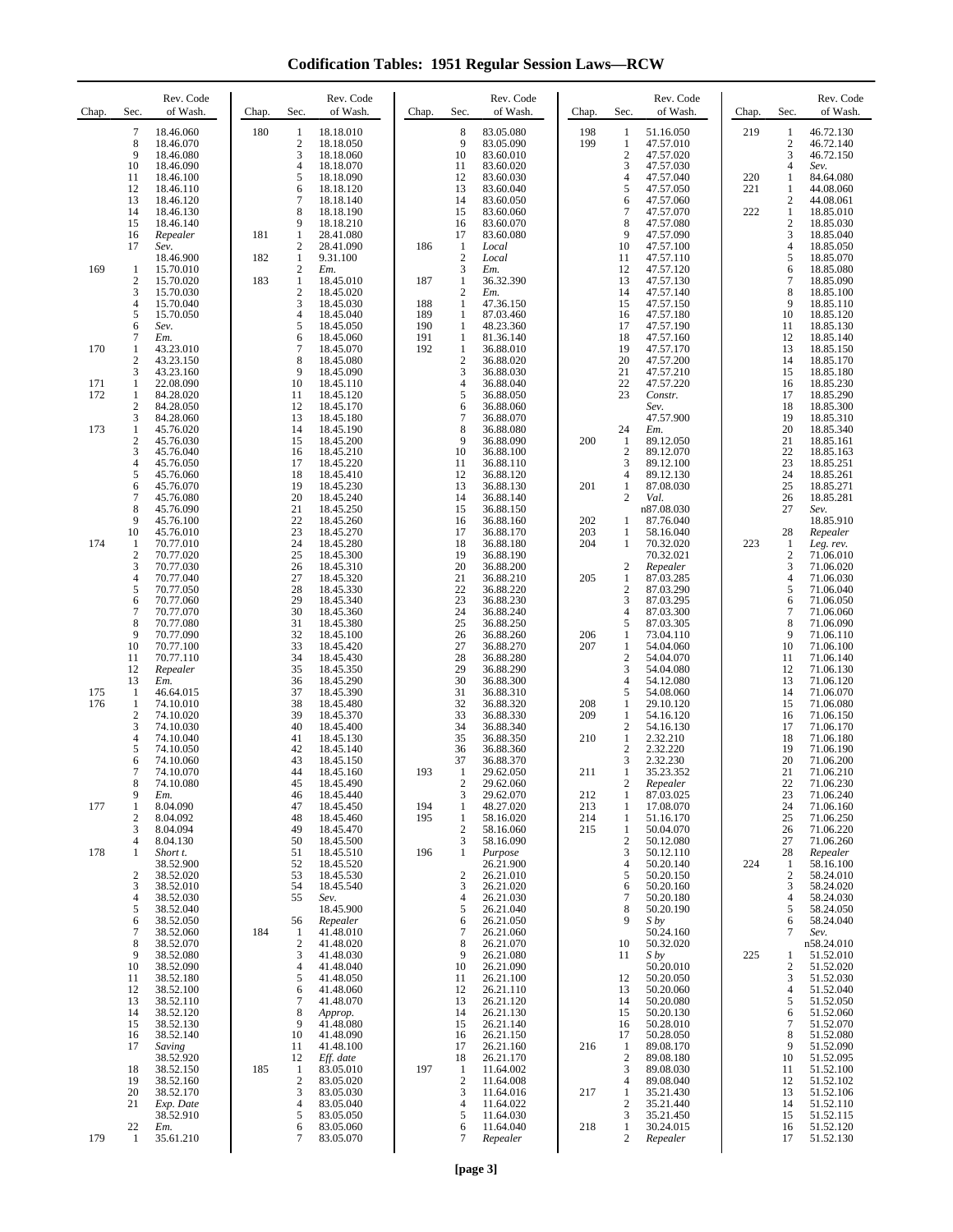# Codification Tables: 1951 Regular Session Laws—RCW

| Chap. | Sec. | Rev. Code of Wash. |
|---|---|---|
| | 7 | 18.46.060 |
| | 8 | 18.46.070 |
| | 9 | 18.46.080 |
| | 10 | 18.46.090 |
| | 11 | 18.46.100 |
| | 12 | 18.46.110 |
| | 13 | 18.46.120 |
| | 14 | 18.46.130 |
| | 15 | 18.46.140 |
| | 16 | *Repealer* |
| | 17 | *Sev.* 18.46.900 |
| 169 | 1 | 15.70.010 |
| | 2 | 15.70.020 |
| | 3 | 15.70.030 |
| | 4 | 15.70.040 |
| | 5 | 15.70.050 |
| | 6 | *Sev.* |
| | 7 | *Em.* |
| 170 | 1 | 43.23.010 |
| | 2 | 43.23.150 |
| | 3 | 43.23.160 |
| 171 | 1 | 22.08.090 |
| 172 | 1 | 84.28.020 |
| | 2 | 84.28.050 |
| | 3 | 84.28.060 |
| 173 | 1 | 45.76.020 |
| | 2 | 45.76.030 |
| | 3 | 45.76.040 |
| | 4 | 45.76.050 |
| | 5 | 45.76.060 |
| | 6 | 45.76.070 |
| | 7 | 45.76.080 |
| | 8 | 45.76.090 |
| | 9 | 45.76.100 |
| | 10 | 45.76.010 |
| 174 | 1 | 70.77.010 |
| | 2 | 70.77.020 |
| | 3 | 70.77.030 |
| | 4 | 70.77.040 |
| | 5 | 70.77.050 |
| | 6 | 70.77.060 |
| | 7 | 70.77.070 |
| | 8 | 70.77.080 |
| | 9 | 70.77.090 |
| | 10 | 70.77.100 |
| | 11 | 70.77.110 |
| | 12 | *Repealer* |
| | 13 | *Em.* |
| 175 | 1 | 46.64.015 |
| 176 | 1 | 74.10.010 |
| | 2 | 74.10.020 |
| | 3 | 74.10.030 |
| | 4 | 74.10.040 |
| | 5 | 74.10.050 |
| | 6 | 74.10.060 |
| | 7 | 74.10.070 |
| | 8 | 74.10.080 |
| | 9 | *Em.* |
| 177 | 1 | 8.04.090 |
| | 2 | 8.04.092 |
| | 3 | 8.04.094 |
| | 4 | 8.04.130 |
| 178 | 1 | *Short t.* 38.52.900 |
| | 2 | 38.52.020 |
| | 3 | 38.52.010 |
| | 4 | 38.52.030 |
| | 5 | 38.52.040 |
| | 6 | 38.52.050 |
| | 7 | 38.52.060 |
| | 8 | 38.52.070 |
| | 9 | 38.52.080 |
| | 10 | 38.52.090 |
| | 11 | 38.52.180 |
| | 12 | 38.52.100 |
| | 13 | 38.52.110 |
| | 14 | 38.52.120 |
| | 15 | 38.52.130 |
| | 16 | 38.52.140 |
| | 17 | *Saving* 38.52.920 |
| | 18 | 38.52.150 |
| | 19 | 38.52.160 |
| | 20 | 38.52.170 |
| | 21 | *Exp. Date* 38.52.910 |
| | 22 | *Em.* |
| 179 | 1 | 35.61.210 |
| 180 | 1 | 18.18.010 |
| | 2 | 18.18.050 |
| | 3 | 18.18.060 |
| | 4 | 18.18.070 |
| | 5 | 18.18.090 |
| | 6 | 18.18.120 |
| | 7 | 18.18.140 |
| | 8 | 18.18.190 |
| | 9 | 18.18.210 |
| 181 | 1 | 28.41.080 |
| | 2 | 28.41.090 |
| 182 | 1 | 9.31.100 |
| | 2 | *Em.* |
| 183 | 1 | 18.45.010 |
| | 2 | 18.45.020 |
| | 3 | 18.45.030 |
| | 4 | 18.45.040 |
| | 5 | 18.45.050 |
| | 6 | 18.45.060 |
| | 7 | 18.45.070 |
| | 8 | 18.45.080 |
| | 9 | 18.45.090 |
| | 10 | 18.45.110 |
| | 11 | 18.45.120 |
| | 12 | 18.45.170 |
| | 13 | 18.45.180 |
| | 14 | 18.45.190 |
| | 15 | 18.45.200 |
| | 16 | 18.45.210 |
| | 17 | 18.45.220 |
| | 18 | 18.45.410 |
| | 19 | 18.45.230 |
| | 20 | 18.45.240 |
| | 21 | 18.45.250 |
| | 22 | 18.45.260 |
| | 23 | 18.45.270 |
| | 24 | 18.45.280 |
| | 25 | 18.45.300 |
| | 26 | 18.45.310 |
| | 27 | 18.45.320 |
| | 28 | 18.45.330 |
| | 29 | 18.45.340 |
| | 30 | 18.45.360 |
| | 31 | 18.45.380 |
| | 32 | 18.45.100 |
| | 33 | 18.45.420 |
| | 34 | 18.45.430 |
| | 35 | 18.45.350 |
| | 36 | 18.45.290 |
| | 37 | 18.45.390 |
| | 38 | 18.45.480 |
| | 39 | 18.45.370 |
| | 40 | 18.45.400 |
| | 41 | 18.45.130 |
| | 42 | 18.45.140 |
| | 43 | 18.45.150 |
| | 44 | 18.45.160 |
| | 45 | 18.45.490 |
| | 46 | 18.45.440 |
| | 47 | 18.45.450 |
| | 48 | 18.45.460 |
| | 49 | 18.45.470 |
| | 50 | 18.45.500 |
| | 51 | 18.45.510 |
| | 52 | 18.45.520 |
| | 53 | 18.45.530 |
| | 54 | 18.45.540 |
| | 55 | *Sev.* 18.45.900 |
| | 56 | *Repealer* |
| 184 | 1 | 41.48.010 |
| | 2 | 41.48.020 |
| | 3 | 41.48.030 |
| | 4 | 41.48.040 |
| | 5 | 41.48.050 |
| | 6 | 41.48.060 |
| | 7 | 41.48.070 |
| | 8 | *Approp.* |
| | 9 | 41.48.080 |
| | 10 | 41.48.090 |
| | 11 | 41.48.100 |
| | 12 | *Eff. date* |
| 185 | 1 | 83.05.010 |
| | 2 | 83.05.020 |
| | 3 | 83.05.030 |
| | 4 | 83.05.040 |
| | 5 | 83.05.050 |
| | 6 | 83.05.060 |
| | 7 | 83.05.070 |
| | 8 | 83.05.080 |
| | 9 | 83.05.090 |
| | 10 | 83.60.010 |
| | 11 | 83.60.020 |
| | 12 | 83.60.030 |
| | 13 | 83.60.040 |
| | 14 | 83.60.050 |
| | 15 | 83.60.060 |
| | 16 | 83.60.070 |
| | 17 | 83.60.080 |
| 186 | 1 | *Local* |
| | 2 | *Local* |
| | 3 | *Em.* |
| 187 | 1 | 36.32.390 |
| | 2 | *Em.* |
| 188 | 1 | 47.36.150 |
| 189 | 1 | 87.03.460 |
| 190 | 1 | 48.23.360 |
| 191 | 1 | 81.36.140 |
| 192 | 1 | 36.88.010 |
| | 2 | 36.88.020 |
| | 3 | 36.88.030 |
| | 4 | 36.88.040 |
| | 5 | 36.88.050 |
| | 6 | 36.88.060 |
| | 7 | 36.88.070 |
| | 8 | 36.88.080 |
| | 9 | 36.88.090 |
| | 10 | 36.88.100 |
| | 11 | 36.88.110 |
| | 12 | 36.88.120 |
| | 13 | 36.88.130 |
| | 14 | 36.88.140 |
| | 15 | 36.88.150 |
| | 16 | 36.88.160 |
| | 17 | 36.88.170 |
| | 18 | 36.88.180 |
| | 19 | 36.88.190 |
| | 20 | 36.88.200 |
| | 21 | 36.88.210 |
| | 22 | 36.88.220 |
| | 23 | 36.88.230 |
| | 24 | 36.88.240 |
| | 25 | 36.88.250 |
| | 26 | 36.88.260 |
| | 27 | 36.88.270 |
| | 28 | 36.88.280 |
| | 29 | 36.88.290 |
| | 30 | 36.88.300 |
| | 31 | 36.88.310 |
| | 32 | 36.88.320 |
| | 33 | 36.88.330 |
| | 34 | 36.88.340 |
| | 35 | 36.88.350 |
| | 36 | 36.88.360 |
| | 37 | 36.88.370 |
| 193 | 1 | 29.62.050 |
| | 2 | 29.62.060 |
| | 3 | 29.62.070 |
| 194 | 1 | 48.27.020 |
| 195 | 1 | 58.16.020 |
| | 2 | 58.16.060 |
| | 3 | 58.16.090 |
| 196 | 1 | *Purpose* 26.21.900 |
| | 2 | 26.21.010 |
| | 3 | 26.21.020 |
| | 4 | 26.21.030 |
| | 5 | 26.21.040 |
| | 6 | 26.21.050 |
| | 7 | 26.21.060 |
| | 8 | 26.21.070 |
| | 9 | 26.21.080 |
| | 10 | 26.21.090 |
| | 11 | 26.21.100 |
| | 12 | 26.21.110 |
| | 13 | 26.21.120 |
| | 14 | 26.21.130 |
| | 15 | 26.21.140 |
| | 16 | 26.21.150 |
| | 17 | 26.21.160 |
| | 18 | 26.21.170 |
| 197 | 1 | 11.64.002 |
| | 2 | 11.64.008 |
| | 3 | 11.64.016 |
| | 4 | 11.64.022 |
| | 5 | 11.64.030 |
| | 6 | 11.64.040 |
| | 7 | *Repealer* |
| 198 | 1 | 51.16.050 |
| 199 | 1 | 47.57.010 |
| | 2 | 47.57.020 |
| | 3 | 47.57.030 |
| | 4 | 47.57.040 |
| | 5 | 47.57.050 |
| | 6 | 47.57.060 |
| | 7 | 47.57.070 |
| | 8 | 47.57.080 |
| | 9 | 47.57.090 |
| | 10 | 47.57.100 |
| | 11 | 47.57.110 |
| | 12 | 47.57.120 |
| | 13 | 47.57.130 |
| | 14 | 47.57.140 |
| | 15 | 47.57.150 |
| | 16 | 47.57.180 |
| | 17 | 47.57.190 |
| | 18 | 47.57.160 |
| | 19 | 47.57.170 |
| | 20 | 47.57.200 |
| | 21 | 47.57.210 |
| | 22 | 47.57.220 |
| | 23 | *Constr. Sev.* 47.57.900 |
| | 24 | *Em.* |
| 200 | 1 | 89.12.050 |
| | 2 | 89.12.070 |
| | 3 | 89.12.100 |
| | 4 | 89.12.130 |
| 201 | 1 | 87.08.030 |
| | 2 | *Val.* n87.08.030 |
| 202 | 1 | 87.76.040 |
| 203 | 1 | 58.16.040 |
| 204 | 1 | 70.32.020 70.32.021 |
| | 2 | *Repealer* |
| 205 | 1 | 87.03.285 |
| | 2 | 87.03.290 |
| | 3 | 87.03.295 |
| | 4 | 87.03.300 |
| | 5 | 87.03.305 |
| 206 | 1 | 73.04.110 |
| 207 | 1 | 54.04.060 |
| | 2 | 54.04.070 |
| | 3 | 54.04.080 |
| | 4 | 54.12.080 |
| | 5 | 54.08.060 |
| 208 | 1 | 29.10.120 |
| 209 | 1 | 54.16.120 |
| | 2 | 54.16.130 |
| 210 | 1 | 2.32.210 |
| | 2 | 2.32.220 |
| | 3 | 2.32.230 |
| 211 | 1 | 35.23.352 |
| | 2 | *Repealer* |
| 212 | 1 | 87.03.025 |
| 213 | 1 | 17.08.070 |
| 214 | 1 | 51.16.170 |
| 215 | 1 | 50.04.070 |
| | 2 | 50.12.080 |
| | 3 | 50.12.110 |
| | 4 | 50.20.140 |
| | 5 | 50.20.150 |
| | 6 | 50.20.160 |
| | 7 | 50.20.180 |
| | 8 | 50.20.190 |
| | 9 | *S by* 50.24.160 |
| | 10 | 50.32.020 |
| | 11 | *S by* 50.20.010 |
| | 12 | 50.20.050 |
| | 13 | 50.20.060 |
| | 14 | 50.20.080 |
| | 15 | 50.20.130 |
| | 16 | 50.28.010 |
| | 17 | 50.28.050 |
| 216 | 1 | 89.08.170 |
| | 2 | 89.08.180 |
| | 3 | 89.08.030 |
| | 4 | 89.08.040 |
| 217 | 1 | 35.21.430 |
| | 2 | 35.21.440 |
| | 3 | 35.21.450 |
| 218 | 1 | 30.24.015 |
| | 2 | *Repealer* |
| 219 | 1 | 46.72.130 |
| | 2 | 46.72.140 |
| | 3 | 46.72.150 |
| | 4 | *Sev.* |
| 220 | 1 | 84.64.080 |
| 221 | 1 | 44.08.060 |
| | 2 | 44.08.061 |
| 222 | 1 | 18.85.010 |
| | 2 | 18.85.030 |
| | 3 | 18.85.040 |
| | 4 | 18.85.050 |
| | 5 | 18.85.070 |
| | 6 | 18.85.080 |
| | 7 | 18.85.090 |
| | 8 | 18.85.100 |
| | 9 | 18.85.110 |
| | 10 | 18.85.120 |
| | 11 | 18.85.130 |
| | 12 | 18.85.140 |
| | 13 | 18.85.150 |
| | 14 | 18.85.170 |
| | 15 | 18.85.180 |
| | 16 | 18.85.230 |
| | 17 | 18.85.290 |
| | 18 | 18.85.300 |
| | 19 | 18.85.310 |
| | 20 | 18.85.340 |
| | 21 | 18.85.161 |
| | 22 | 18.85.163 |
| | 23 | 18.85.251 |
| | 24 | 18.85.261 |
| | 25 | 18.85.271 |
| | 26 | 18.85.281 |
| | 27 | *Sev.* 18.85.910 |
| | 28 | *Repealer* |
| 223 | 1 | *Leg. rev.* |
| | 2 | 71.06.010 |
| | 3 | 71.06.020 |
| | 4 | 71.06.030 |
| | 5 | 71.06.040 |
| | 6 | 71.06.050 |
| | 7 | 71.06.060 |
| | 8 | 71.06.090 |
| | 9 | 71.06.110 |
| | 10 | 71.06.100 |
| | 11 | 71.06.140 |
| | 12 | 71.06.130 |
| | 13 | 71.06.120 |
| | 14 | 71.06.070 |
| | 15 | 71.06.080 |
| | 16 | 71.06.150 |
| | 17 | 71.06.170 |
| | 18 | 71.06.180 |
| | 19 | 71.06.190 |
| | 20 | 71.06.200 |
| | 21 | 71.06.210 |
| | 22 | 71.06.230 |
| | 23 | 71.06.240 |
| | 24 | 71.06.160 |
| | 25 | 71.06.250 |
| | 26 | 71.06.220 |
| | 27 | 71.06.260 |
| | 28 | *Repealer* |
| 224 | 1 | 58.16.100 |
| | 2 | 58.24.010 |
| | 3 | 58.24.020 |
| | 4 | 58.24.030 |
| | 5 | 58.24.050 |
| | 6 | 58.24.040 |
| | 7 | *Sev.* n58.24.010 |
| 225 | 1 | 51.52.010 |
| | 2 | 51.52.020 |
| | 3 | 51.52.030 |
| | 4 | 51.52.040 |
| | 5 | 51.52.050 |
| | 6 | 51.52.060 |
| | 7 | 51.52.070 |
| | 8 | 51.52.080 |
| | 9 | 51.52.090 |
| | 10 | 51.52.095 |
| | 11 | 51.52.100 |
| | 12 | 51.52.102 |
| | 13 | 51.52.106 |
| | 14 | 51.52.110 |
| | 15 | 51.52.115 |
| | 16 | 51.52.120 |
| | 17 | 51.52.130 |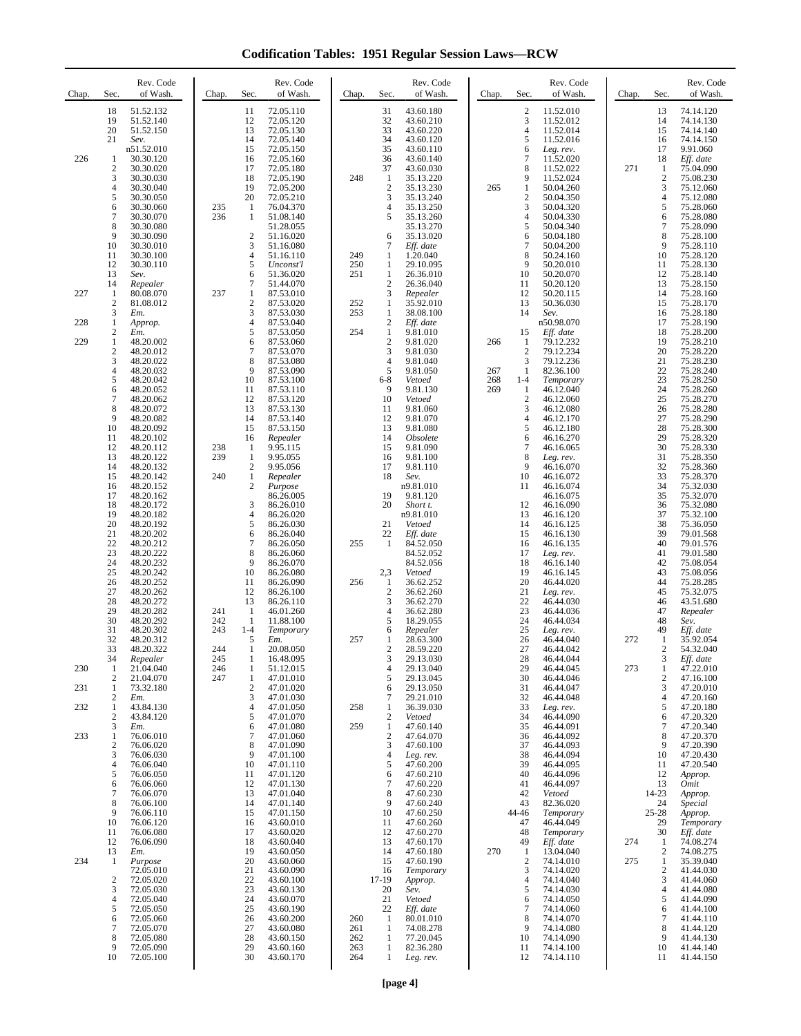# Codification Tables: 1951 Regular Session Laws—RCW

| Chap. | Sec. | Rev. Code of Wash. |
|---|---|---|
| | 18 | 51.52.132 |
| | 19 | 51.52.140 |
| | 20 | 51.52.150 |
| | 21 | *Sev.* n51.52.010 |
| 226 | 1 | 30.30.120 |
| | 2 | 30.30.020 |
| | 3 | 30.30.030 |
| | 4 | 30.30.040 |
| | 5 | 30.30.050 |
| | 6 | 30.30.060 |
| | 7 | 30.30.070 |
| | 8 | 30.30.080 |
| | 9 | 30.30.090 |
| | 10 | 30.30.010 |
| | 11 | 30.30.100 |
| | 12 | 30.30.110 |
| | 13 | *Sev.* |
| | 14 | *Repealer* |
| 227 | 1 | 80.08.070 |
| | 2 | 81.08.012 |
| | 3 | *Em.* |
| 228 | 1 | *Approp.* |
| | 2 | *Em.* |
| 229 | 1 | 48.20.002 |
| | 2 | 48.20.012 |
| | 3 | 48.20.022 |
| | 4 | 48.20.032 |
| | 5 | 48.20.042 |
| | 6 | 48.20.052 |
| | 7 | 48.20.062 |
| | 8 | 48.20.072 |
| | 9 | 48.20.082 |
| | 10 | 48.20.092 |
| | 11 | 48.20.102 |
| | 12 | 48.20.112 |
| | 13 | 48.20.122 |
| | 14 | 48.20.132 |
| | 15 | 48.20.142 |
| | 16 | 48.20.152 |
| | 17 | 48.20.162 |
| | 18 | 48.20.172 |
| | 19 | 48.20.182 |
| | 20 | 48.20.192 |
| | 21 | 48.20.202 |
| | 22 | 48.20.212 |
| | 23 | 48.20.222 |
| | 24 | 48.20.232 |
| | 25 | 48.20.242 |
| | 26 | 48.20.252 |
| | 27 | 48.20.262 |
| | 28 | 48.20.272 |
| | 29 | 48.20.282 |
| | 30 | 48.20.292 |
| | 31 | 48.20.302 |
| | 32 | 48.20.312 |
| | 33 | 48.20.322 |
| | 34 | *Repealer* |
| 230 | 1 | 21.04.040 |
| | 2 | 21.04.070 |
| 231 | 1 | 73.32.180 |
| | 2 | *Em.* |
| 232 | 1 | 43.84.130 |
| | 2 | 43.84.120 |
| | 3 | *Em.* |
| 233 | 1 | 76.06.010 |
| | 2 | 76.06.020 |
| | 3 | 76.06.030 |
| | 4 | 76.06.040 |
| | 5 | 76.06.050 |
| | 6 | 76.06.060 |
| | 7 | 76.06.070 |
| | 8 | 76.06.100 |
| | 9 | 76.06.110 |
| | 10 | 76.06.120 |
| | 11 | 76.06.080 |
| | 12 | 76.06.090 |
| | 13 | *Em.* |
| 234 | 1 | *Purpose* 72.05.010 |
| | 2 | 72.05.020 |
| | 3 | 72.05.030 |
| | 4 | 72.05.040 |
| | 5 | 72.05.050 |
| | 6 | 72.05.060 |
| | 7 | 72.05.070 |
| | 8 | 72.05.080 |
| | 9 | 72.05.090 |
| | 10 | 72.05.100 |
| | 11 | 72.05.110 |
| | 12 | 72.05.120 |
| | 13 | 72.05.130 |
| | 14 | 72.05.140 |
| | 15 | 72.05.150 |
| | 16 | 72.05.160 |
| | 17 | 72.05.180 |
| | 18 | 72.05.190 |
| | 19 | 72.05.200 |
| | 20 | 72.05.210 |
| 235 | 1 | 76.04.370 |
| 236 | 1 | 51.08.140 51.28.055 |
| | 2 | 51.16.020 |
| | 3 | 51.16.080 |
| | 4 | 51.16.110 |
| | 5 | *Unconst'l* |
| | 6 | 51.36.020 |
| | 7 | 51.44.070 |
| 237 | 1 | 87.53.010 |
| | 2 | 87.53.020 |
| | 3 | 87.53.030 |
| | 4 | 87.53.040 |
| | 5 | 87.53.050 |
| | 6 | 87.53.060 |
| | 7 | 87.53.070 |
| | 8 | 87.53.080 |
| | 9 | 87.53.090 |
| | 10 | 87.53.100 |
| | 11 | 87.53.110 |
| | 12 | 87.53.120 |
| | 13 | 87.53.130 |
| | 14 | 87.53.140 |
| | 15 | 87.53.150 |
| | 16 | *Repealer* |
| 238 | 1 | 9.95.115 |
| 239 | 1 | 9.95.055 |
| | 2 | 9.95.056 |
| 240 | 1 | *Repealer* |
| | 2 | *Purpose* 86.26.005 |
| | 3 | 86.26.010 |
| | 4 | 86.26.020 |
| | 5 | 86.26.030 |
| | 6 | 86.26.040 |
| | 7 | 86.26.050 |
| | 8 | 86.26.060 |
| | 9 | 86.26.070 |
| | 10 | 86.26.080 |
| | 11 | 86.26.090 |
| | 12 | 86.26.100 |
| | 13 | 86.26.110 |
| 241 | 1 | 46.01.260 |
| 242 | 1 | 11.88.100 |
| 243 | 1-4 | *Temporary* |
| | 5 | *Em.* |
| 244 | 1 | 20.08.050 |
| 245 | 1 | 16.48.095 |
| 246 | 1 | 51.12.015 |
| 247 | 1 | 47.01.010 |
| | 2 | 47.01.020 |
| | 3 | 47.01.030 |
| | 4 | 47.01.050 |
| | 5 | 47.01.070 |
| | 6 | 47.01.080 |
| | 7 | 47.01.060 |
| | 8 | 47.01.090 |
| | 9 | 47.01.100 |
| | 10 | 47.01.110 |
| | 11 | 47.01.120 |
| | 12 | 47.01.130 |
| | 13 | 47.01.040 |
| | 14 | 47.01.140 |
| | 15 | 47.01.150 |
| | 16 | 43.60.010 |
| | 17 | 43.60.020 |
| | 18 | 43.60.040 |
| | 19 | 43.60.050 |
| | 20 | 43.60.060 |
| | 21 | 43.60.090 |
| | 22 | 43.60.100 |
| | 23 | 43.60.130 |
| | 24 | 43.60.070 |
| | 25 | 43.60.190 |
| | 26 | 43.60.200 |
| | 27 | 43.60.080 |
| | 28 | 43.60.150 |
| | 29 | 43.60.160 |
| | 30 | 43.60.170 |
| | 31 | 43.60.180 |
| | 32 | 43.60.210 |
| | 33 | 43.60.220 |
| | 34 | 43.60.120 |
| | 35 | 43.60.110 |
| | 36 | 43.60.140 |
| | 37 | 43.60.030 |
| 248 | 1 | 35.13.220 |
| | 2 | 35.13.230 |
| | 3 | 35.13.240 |
| | 4 | 35.13.250 |
| | 5 | 35.13.260 35.13.270 |
| | 6 | 35.13.020 |
| | 7 | *Eff. date* |
| 249 | 1 | 1.20.040 |
| 250 | 1 | 29.10.095 |
| 251 | 1 | 26.36.010 |
| | 2 | 26.36.040 |
| | 3 | *Repealer* |
| 252 | 1 | 35.92.010 |
| 253 | 1 | 38.08.100 |
| | 2 | *Eff. date* |
| 254 | 1 | 9.81.010 |
| | 2 | 9.81.020 |
| | 3 | 9.81.030 |
| | 4 | 9.81.040 |
| | 5 | 9.81.050 |
| | 6-8 | *Vetoed* |
| | 9 | 9.81.130 |
| | 10 | *Vetoed* |
| | 11 | 9.81.060 |
| | 12 | 9.81.070 |
| | 13 | 9.81.080 |
| | 14 | *Obsolete* |
| | 15 | 9.81.090 |
| | 16 | 9.81.100 |
| | 17 | 9.81.110 |
| | 18 | *Sev.* n9.81.010 |
| | 19 | 9.81.120 |
| | 20 | *Short t.* n9.81.010 |
| | 21 | *Vetoed* |
| | 22 | *Eff. date* |
| 255 | 1 | 84.52.050 84.52.052 84.52.056 |
| | 2,3 | *Vetoed* |
| 256 | 1 | 36.62.252 |
| | 2 | 36.62.260 |
| | 3 | 36.62.270 |
| | 4 | 36.62.280 |
| | 5 | 18.29.055 |
| | 6 | *Repealer* |
| 257 | 1 | 28.63.300 |
| | 2 | 28.59.220 |
| | 3 | 29.13.030 |
| | 4 | 29.13.040 |
| | 5 | 29.13.045 |
| | 6 | 29.13.050 |
| | 7 | 29.21.010 |
| 258 | 1 | 36.39.030 |
| | 2 | *Vetoed* |
| 259 | 1 | 47.60.140 |
| | 2 | 47.64.070 |
| | 3 | 47.60.100 |
| | 4 | *Leg. rev.* |
| | 5 | 47.60.200 |
| | 6 | 47.60.210 |
| | 7 | 47.60.220 |
| | 8 | 47.60.230 |
| | 9 | 47.60.240 |
| | 10 | 47.60.250 |
| | 11 | 47.60.260 |
| | 12 | 47.60.270 |
| | 13 | 47.60.170 |
| | 14 | 47.60.180 |
| | 15 | 47.60.190 |
| | 16 | *Temporary* |
| | 17-19 | *Approp.* |
| | 20 | *Sev.* |
| | 21 | *Vetoed* |
| | 22 | *Eff. date* |
| 260 | 1 | 80.01.010 |
| 261 | 1 | 74.08.278 |
| 262 | 1 | 77.20.045 |
| 263 | 1 | 82.36.280 |
| 264 | 1 | *Leg. rev.* |
| | 2 | 11.52.010 |
| | 3 | 11.52.012 |
| | 4 | 11.52.014 |
| | 5 | 11.52.016 |
| | 6 | *Leg. rev.* |
| | 7 | 11.52.020 |
| | 8 | 11.52.022 |
| | 9 | 11.52.024 |
| 265 | 1 | 50.04.260 |
| | 2 | 50.04.350 |
| | 3 | 50.04.320 |
| | 4 | 50.04.330 |
| | 5 | 50.04.340 |
| | 6 | 50.04.180 |
| | 7 | 50.04.200 |
| | 8 | 50.24.160 |
| | 9 | 50.20.010 |
| | 10 | 50.20.070 |
| | 11 | 50.20.120 |
| | 12 | 50.20.115 |
| | 13 | 50.36.030 |
| | 14 | *Sev.* n50.98.070 |
| | 15 | *Eff. date* |
| 266 | 1 | 79.12.232 |
| | 2 | 79.12.234 |
| | 3 | 79.12.236 |
| 267 | 1 | 82.36.100 |
| 268 | 1-4 | *Temporary* |
| 269 | 1 | 46.12.040 |
| | 2 | 46.12.060 |
| | 3 | 46.12.080 |
| | 4 | 46.12.170 |
| | 5 | 46.12.180 |
| | 6 | 46.16.270 |
| | 7 | 46.16.065 |
| | 8 | *Leg. rev.* |
| | 9 | 46.16.070 |
| | 10 | 46.16.072 |
| | 11 | 46.16.074 46.16.075 |
| | 12 | 46.16.090 |
| | 13 | 46.16.120 |
| | 14 | 46.16.125 |
| | 15 | 46.16.130 |
| | 16 | 46.16.135 |
| | 17 | *Leg. rev.* |
| | 18 | 46.16.140 |
| | 19 | 46.16.145 |
| | 20 | 46.44.020 |
| | 21 | *Leg. rev.* |
| | 22 | 46.44.030 |
| | 23 | 46.44.036 |
| | 24 | 46.44.034 |
| | 25 | *Leg. rev.* |
| | 26 | 46.44.040 |
| | 27 | 46.44.042 |
| | 28 | 46.44.044 |
| | 29 | 46.44.045 |
| | 30 | 46.44.046 |
| | 31 | 46.44.047 |
| | 32 | 46.44.048 |
| | 33 | *Leg. rev.* |
| | 34 | 46.44.090 |
| | 35 | 46.44.091 |
| | 36 | 46.44.092 |
| | 37 | 46.44.093 |
| | 38 | 46.44.094 |
| | 39 | 46.44.095 |
| | 40 | 46.44.096 |
| | 41 | 46.44.097 |
| | 42 | *Vetoed* |
| | 43 | 82.36.020 |
| | 44-46 | *Temporary* |
| | 47 | 46.44.049 |
| | 48 | *Temporary* |
| | 49 | *Eff. date* |
| 270 | 1 | 13.04.040 |
| | 2 | 74.14.010 |
| | 3 | 74.14.020 |
| | 4 | 74.14.040 |
| | 5 | 74.14.030 |
| | 6 | 74.14.050 |
| | 7 | 74.14.060 |
| | 8 | 74.14.070 |
| | 9 | 74.14.080 |
| | 10 | 74.14.090 |
| | 11 | 74.14.100 |
| | 12 | 74.14.110 |
| | 13 | 74.14.120 |
| | 14 | 74.14.130 |
| | 15 | 74.14.140 |
| | 16 | 74.14.150 |
| | 17 | 9.91.060 |
| | 18 | *Eff. date* |
| 271 | 1 | 75.04.090 |
| | 2 | 75.08.230 |
| | 3 | 75.12.060 |
| | 4 | 75.12.080 |
| | 5 | 75.28.060 |
| | 6 | 75.28.080 |
| | 7 | 75.28.090 |
| | 8 | 75.28.100 |
| | 9 | 75.28.110 |
| | 10 | 75.28.120 |
| | 11 | 75.28.130 |
| | 12 | 75.28.140 |
| | 13 | 75.28.150 |
| | 14 | 75.28.160 |
| | 15 | 75.28.170 |
| | 16 | 75.28.180 |
| | 17 | 75.28.190 |
| | 18 | 75.28.200 |
| | 19 | 75.28.210 |
| | 20 | 75.28.220 |
| | 21 | 75.28.230 |
| | 22 | 75.28.240 |
| | 23 | 75.28.250 |
| | 24 | 75.28.260 |
| | 25 | 75.28.270 |
| | 26 | 75.28.280 |
| | 27 | 75.28.290 |
| | 28 | 75.28.300 |
| | 29 | 75.28.320 |
| | 30 | 75.28.330 |
| | 31 | 75.28.350 |
| | 32 | 75.28.360 |
| | 33 | 75.28.370 |
| | 34 | 75.32.030 |
| | 35 | 75.32.070 |
| | 36 | 75.32.080 |
| | 37 | 75.32.100 |
| | 38 | 75.36.050 |
| | 39 | 79.01.568 |
| | 40 | 79.01.576 |
| | 41 | 79.01.580 |
| | 42 | 75.08.054 |
| | 43 | 75.08.056 |
| | 44 | 75.28.285 |
| | 45 | 75.32.075 |
| | 46 | 43.51.680 |
| | 47 | *Repealer* |
| | 48 | *Sev.* |
| | 49 | *Eff. date* |
| 272 | 1 | 35.92.054 |
| | 2 | 54.32.040 |
| | 3 | *Eff. date* |
| 273 | 1 | 47.22.010 |
| | 2 | 47.16.100 |
| | 3 | 47.20.010 |
| | 4 | 47.20.160 |
| | 5 | 47.20.180 |
| | 6 | 47.20.320 |
| | 7 | 47.20.340 |
| | 8 | 47.20.370 |
| | 9 | 47.20.390 |
| | 10 | 47.20.430 |
| | 11 | 47.20.540 |
| | 12 | *Approp.* |
| | 13 | *Omit* |
| | 14-23 | *Approp.* |
| | 24 | *Special* |
| | 25-28 | *Approp.* |
| | 29 | *Temporary* |
| | 30 | *Eff. date* |
| 274 | 1 | 74.08.274 |
| | 2 | 74.08.275 |
| 275 | 1 | 35.39.040 |
| | 2 | 41.44.030 |
| | 3 | 41.44.060 |
| | 4 | 41.44.080 |
| | 5 | 41.44.090 |
| | 6 | 41.44.100 |
| | 7 | 41.44.110 |
| | 8 | 41.44.120 |
| | 9 | 41.44.130 |
| | 10 | 41.44.140 |
| | 11 | 41.44.150 |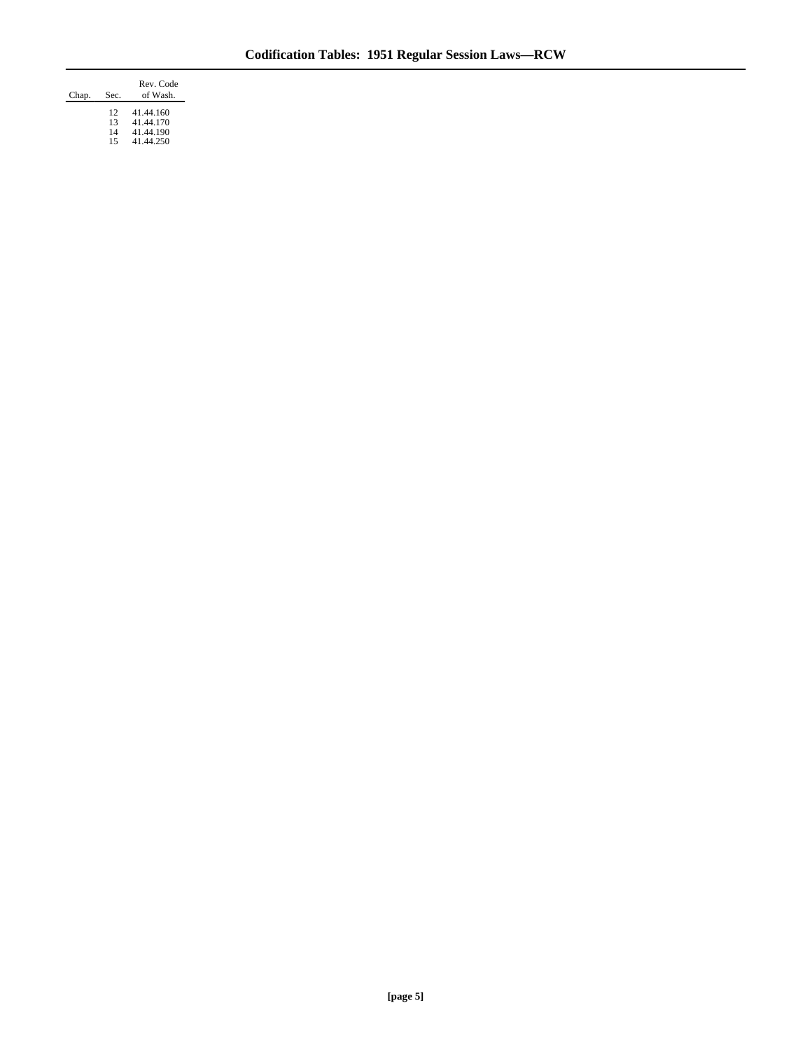| Chap. | Sec. | Rev. Code of Wash. |
|---|---|---|
| | 12 | 41.44.160 |
| | 13 | 41.44.170 |
| | 14 | 41.44.190 |
| | 15 | 41.44.250 |